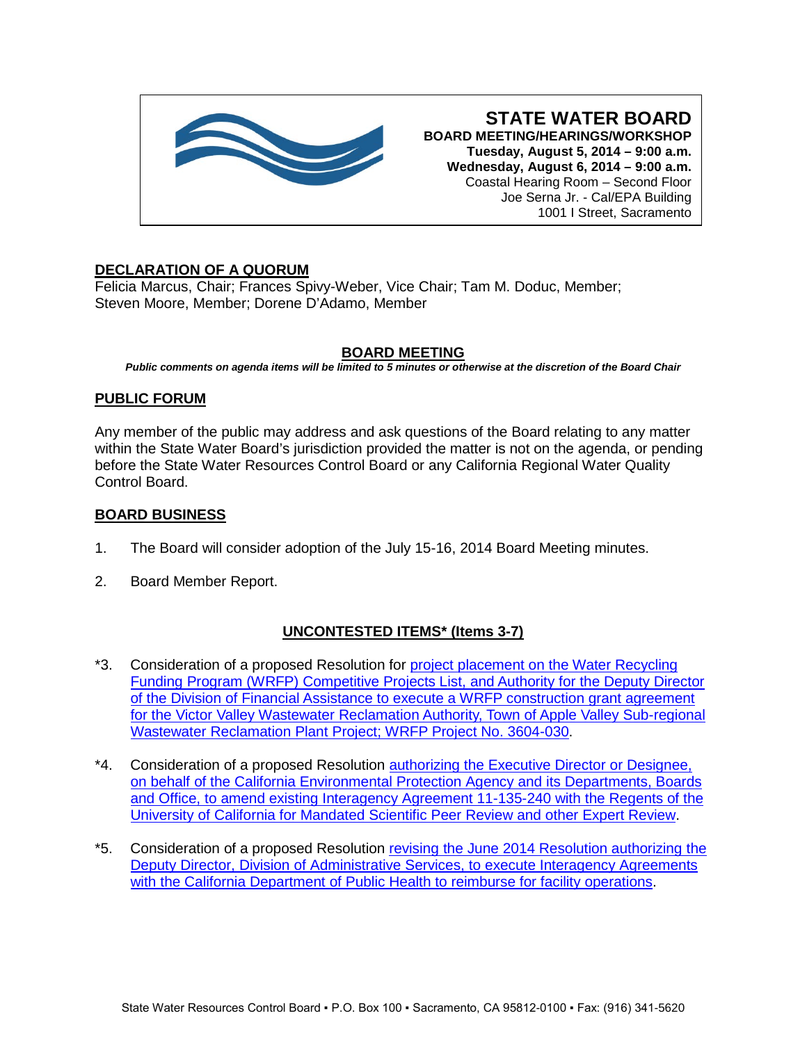# STATE WATER BOARD

**BOARD MEETING/HEARINGS/WORKSHOP**
**Tuesday, August 5, 2014 – 9:00 a.m.**
**Wednesday, August 6, 2014 – 9:00 a.m.**
Coastal Hearing Room – Second Floor
Joe Serna Jr. - Cal/EPA Building
1001 I Street, Sacramento

## DECLARATION OF A QUORUM

Felicia Marcus, Chair; Frances Spivy-Weber, Vice Chair; Tam M. Doduc, Member; Steven Moore, Member; Dorene D'Adamo, Member

## BOARD MEETING

***Public comments on agenda items will be limited to 5 minutes or otherwise at the discretion of the Board Chair***

## PUBLIC FORUM

Any member of the public may address and ask questions of the Board relating to any matter within the State Water Board's jurisdiction provided the matter is not on the agenda, or pending before the State Water Resources Control Board or any California Regional Water Quality Control Board.

## BOARD BUSINESS

1. The Board will consider adoption of the July 15-16, 2014 Board Meeting minutes.

2. Board Member Report.

## UNCONTESTED ITEMS* (Items 3-7)

*3. Consideration of a proposed Resolution for project placement on the Water Recycling Funding Program (WRFP) Competitive Projects List, and Authority for the Deputy Director of the Division of Financial Assistance to execute a WRFP construction grant agreement for the Victor Valley Wastewater Reclamation Authority, Town of Apple Valley Sub-regional Wastewater Reclamation Plant Project; WRFP Project No. 3604-030.

*4. Consideration of a proposed Resolution authorizing the Executive Director or Designee, on behalf of the California Environmental Protection Agency and its Departments, Boards and Office, to amend existing Interagency Agreement 11-135-240 with the Regents of the University of California for Mandated Scientific Peer Review and other Expert Review.

*5. Consideration of a proposed Resolution revising the June 2014 Resolution authorizing the Deputy Director, Division of Administrative Services, to execute Interagency Agreements with the California Department of Public Health to reimburse for facility operations.

State Water Resources Control Board ▪ P.O. Box 100 ▪ Sacramento, CA 95812-0100 ▪ Fax: (916) 341-5620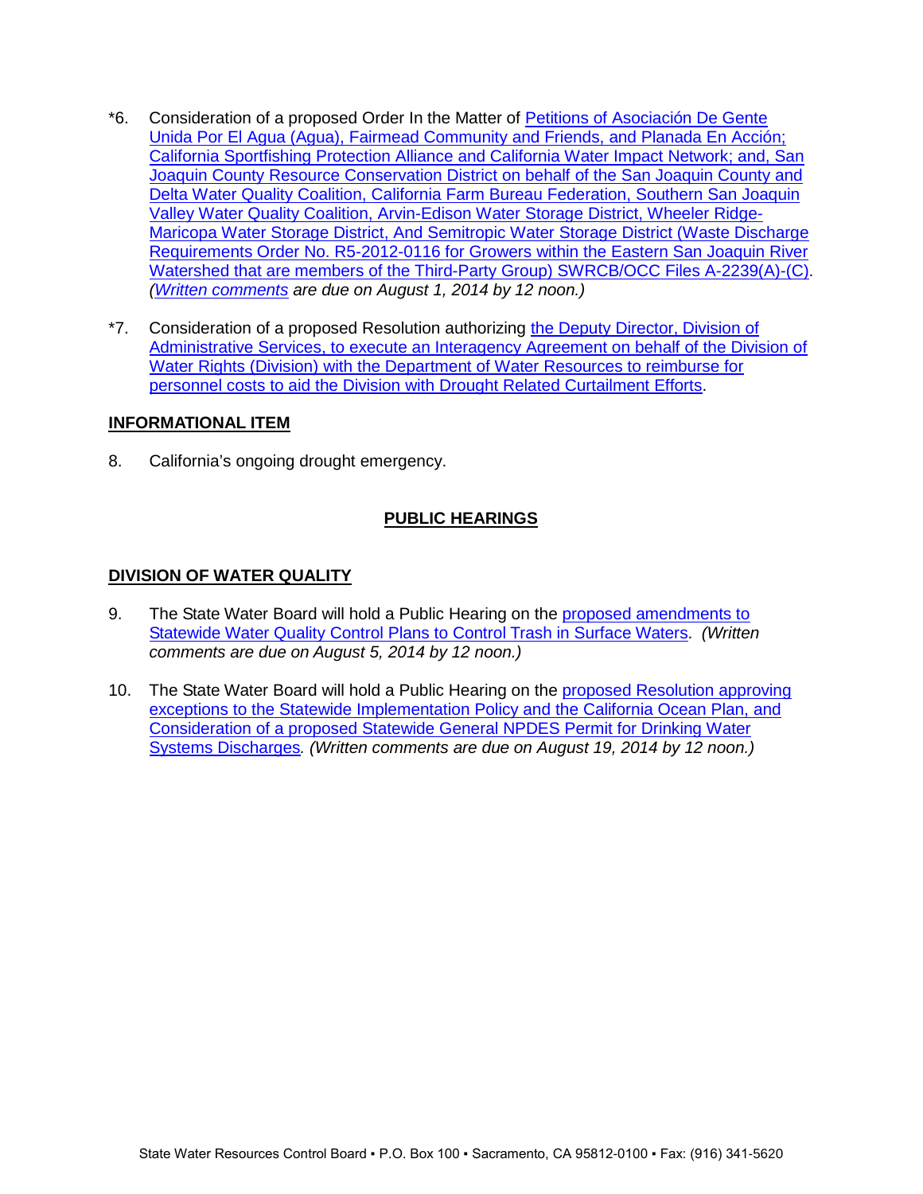*6. Consideration of a proposed Order In the Matter of Petitions of Asociación De Gente Unida Por El Agua (Agua), Fairmead Community and Friends, and Planada En Acción; California Sportfishing Protection Alliance and California Water Impact Network; and, San Joaquin County Resource Conservation District on behalf of the San Joaquin County and Delta Water Quality Coalition, California Farm Bureau Federation, Southern San Joaquin Valley Water Quality Coalition, Arvin-Edison Water Storage District, Wheeler Ridge-Maricopa Water Storage District, And Semitropic Water Storage District (Waste Discharge Requirements Order No. R5-2012-0116 for Growers within the Eastern San Joaquin River Watershed that are members of the Third-Party Group) SWRCB/OCC Files A-2239(A)-(C). *(Written comments are due on August 1, 2014 by 12 noon.)*

*7. Consideration of a proposed Resolution authorizing the Deputy Director, Division of Administrative Services, to execute an Interagency Agreement on behalf of the Division of Water Rights (Division) with the Department of Water Resources to reimburse for personnel costs to aid the Division with Drought Related Curtailment Efforts.

**INFORMATIONAL ITEM**

8. California's ongoing drought emergency.

## PUBLIC HEARINGS

**DIVISION OF WATER QUALITY**

9. The State Water Board will hold a Public Hearing on the proposed amendments to Statewide Water Quality Control Plans to Control Trash in Surface Waters. *(Written comments are due on August 5, 2014 by 12 noon.)*

10. The State Water Board will hold a Public Hearing on the proposed Resolution approving exceptions to the Statewide Implementation Policy and the California Ocean Plan, and Consideration of a proposed Statewide General NPDES Permit for Drinking Water Systems Discharges. *(Written comments are due on August 19, 2014 by 12 noon.)*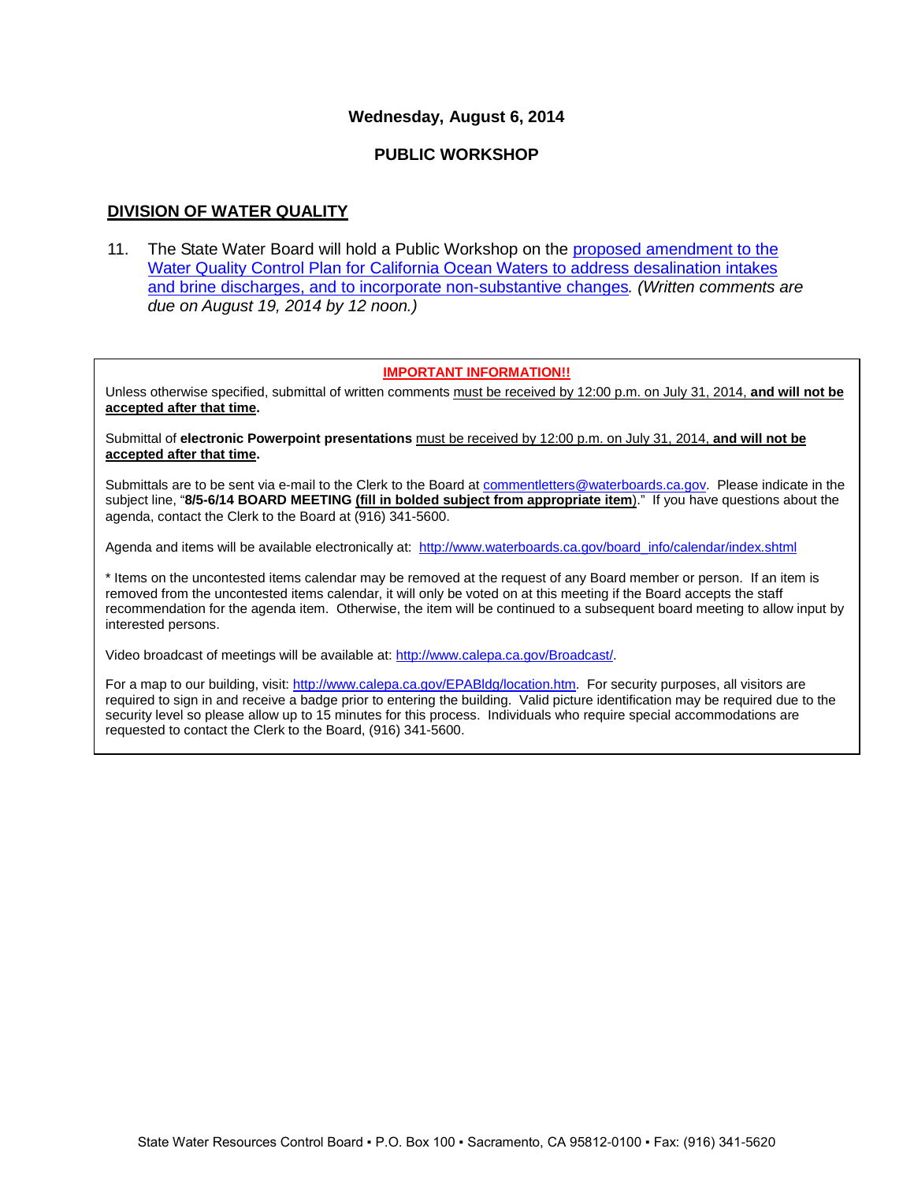**Wednesday, August 6, 2014**

**PUBLIC WORKSHOP**

**DIVISION OF WATER QUALITY**

11. The State Water Board will hold a Public Workshop on the proposed amendment to the Water Quality Control Plan for California Ocean Waters to address desalination intakes and brine discharges, and to incorporate non-substantive changes. *(Written comments are due on August 19, 2014 by 12 noon.)*

---

**IMPORTANT INFORMATION!!**

Unless otherwise specified, submittal of written comments must be received by 12:00 p.m. on July 31, 2014, **and will not be accepted after that time.**

Submittal of **electronic Powerpoint presentations** must be received by 12:00 p.m. on July 31, 2014, **and will not be accepted after that time.**

Submittals are to be sent via e-mail to the Clerk to the Board at commentletters@waterboards.ca.gov. Please indicate in the subject line, "**8/5-6/14 BOARD MEETING (fill in bolded subject from appropriate item)**." If you have questions about the agenda, contact the Clerk to the Board at (916) 341-5600.

Agenda and items will be available electronically at: http://www.waterboards.ca.gov/board_info/calendar/index.shtml

* Items on the uncontested items calendar may be removed at the request of any Board member or person. If an item is removed from the uncontested items calendar, it will only be voted on at this meeting if the Board accepts the staff recommendation for the agenda item. Otherwise, the item will be continued to a subsequent board meeting to allow input by interested persons.

Video broadcast of meetings will be available at: http://www.calepa.ca.gov/Broadcast/.

For a map to our building, visit: http://www.calepa.ca.gov/EPABldg/location.htm. For security purposes, all visitors are required to sign in and receive a badge prior to entering the building. Valid picture identification may be required due to the security level so please allow up to 15 minutes for this process. Individuals who require special accommodations are requested to contact the Clerk to the Board, (916) 341-5600.

---

State Water Resources Control Board ▪ P.O. Box 100 ▪ Sacramento, CA 95812-0100 ▪ Fax: (916) 341-5620